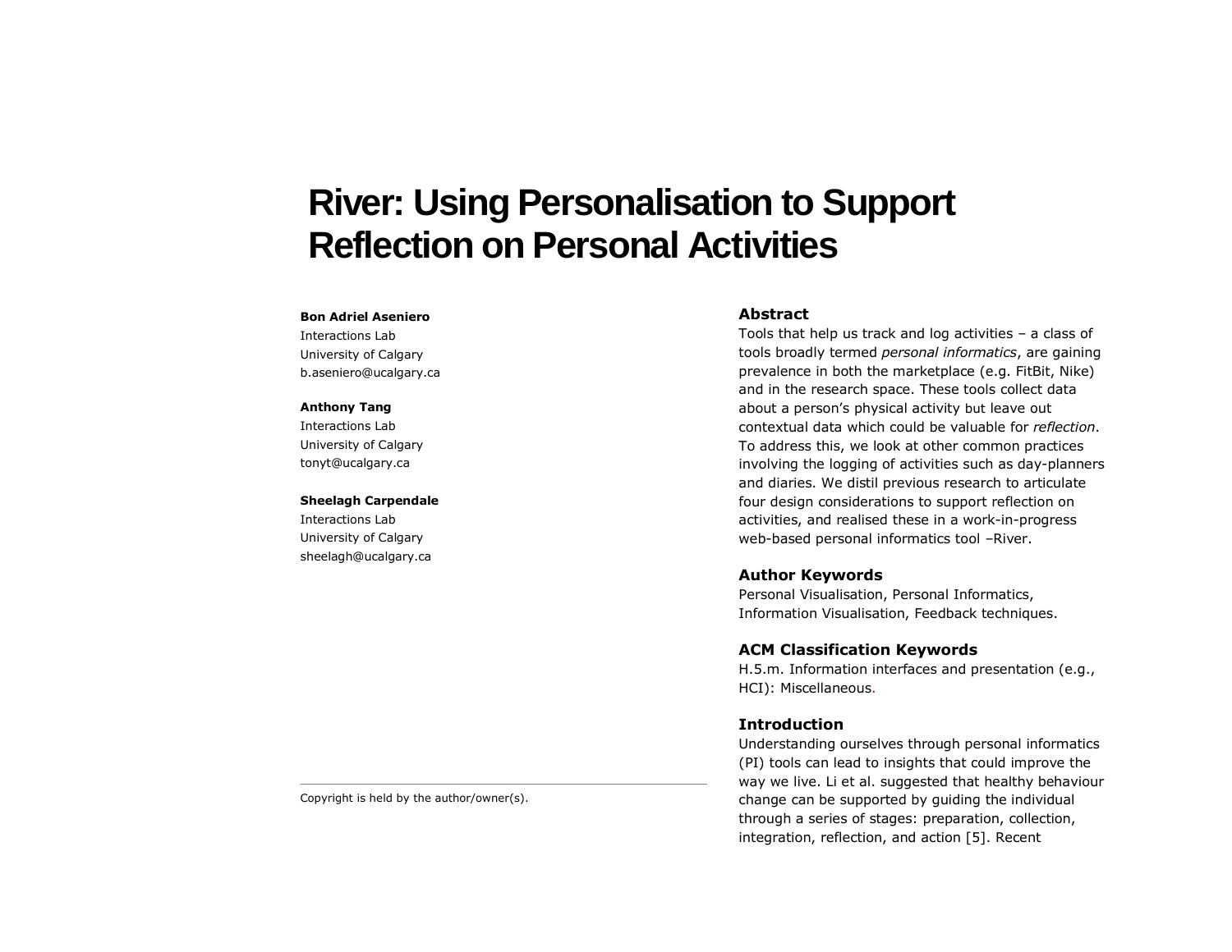# River: Using Personalisation to Support Reflection on Personal Activities

**Bon Adriel Aseniero**
Interactions Lab
University of Calgary
b.aseniero@ucalgary.ca

**Anthony Tang**
Interactions Lab
University of Calgary
tonyt@ucalgary.ca

**Sheelagh Carpendale**
Interactions Lab
University of Calgary
sheelagh@ucalgary.ca

Copyright is held by the author/owner(s).

## Abstract

Tools that help us track and log activities – a class of tools broadly termed *personal informatics*, are gaining prevalence in both the marketplace (e.g. FitBit, Nike) and in the research space. These tools collect data about a person's physical activity but leave out contextual data which could be valuable for *reflection*. To address this, we look at other common practices involving the logging of activities such as day-planners and diaries. We distil previous research to articulate four design considerations to support reflection on activities, and realised these in a work-in-progress web-based personal informatics tool –River.

## Author Keywords

Personal Visualisation, Personal Informatics, Information Visualisation, Feedback techniques.

## ACM Classification Keywords

H.5.m. Information interfaces and presentation (e.g., HCI): Miscellaneous.

## Introduction

Understanding ourselves through personal informatics (PI) tools can lead to insights that could improve the way we live. Li et al. suggested that healthy behaviour change can be supported by guiding the individual through a series of stages: preparation, collection, integration, reflection, and action [5]. Recent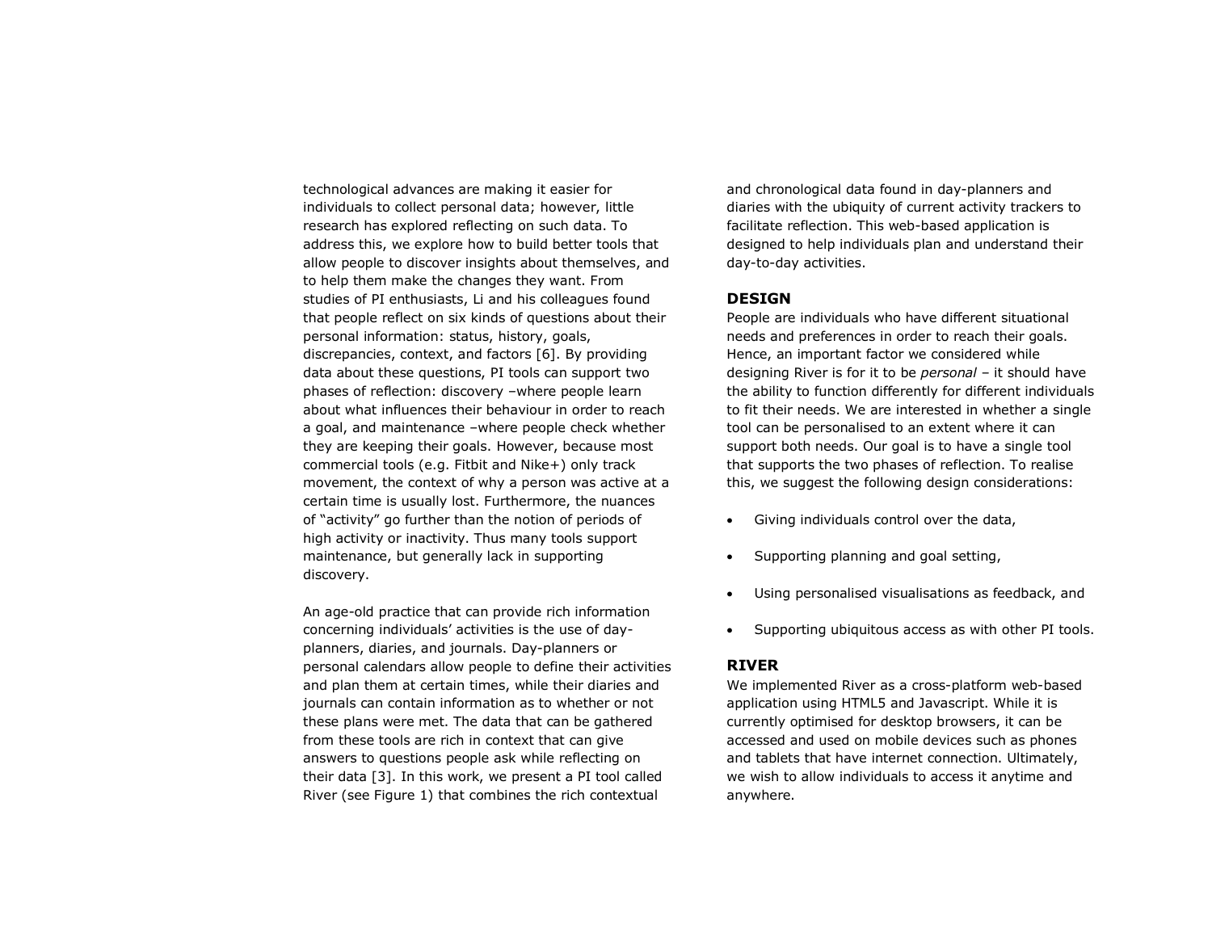technological advances are making it easier for individuals to collect personal data; however, little research has explored reflecting on such data. To address this, we explore how to build better tools that allow people to discover insights about themselves, and to help them make the changes they want. From studies of PI enthusiasts, Li and his colleagues found that people reflect on six kinds of questions about their personal information: status, history, goals, discrepancies, context, and factors [6]. By providing data about these questions, PI tools can support two phases of reflection: discovery –where people learn about what influences their behaviour in order to reach a goal, and maintenance –where people check whether they are keeping their goals. However, because most commercial tools (e.g. Fitbit and Nike+) only track movement, the context of why a person was active at a certain time is usually lost. Furthermore, the nuances of "activity" go further than the notion of periods of high activity or inactivity. Thus many tools support maintenance, but generally lack in supporting discovery.

An age-old practice that can provide rich information concerning individuals' activities is the use of day-planners, diaries, and journals. Day-planners or personal calendars allow people to define their activities and plan them at certain times, while their diaries and journals can contain information as to whether or not these plans were met. The data that can be gathered from these tools are rich in context that can give answers to questions people ask while reflecting on their data [3]. In this work, we present a PI tool called River (see Figure 1) that combines the rich contextual and chronological data found in day-planners and diaries with the ubiquity of current activity trackers to facilitate reflection. This web-based application is designed to help individuals plan and understand their day-to-day activities.

## DESIGN

People are individuals who have different situational needs and preferences in order to reach their goals. Hence, an important factor we considered while designing River is for it to be *personal* – it should have the ability to function differently for different individuals to fit their needs. We are interested in whether a single tool can be personalised to an extent where it can support both needs. Our goal is to have a single tool that supports the two phases of reflection. To realise this, we suggest the following design considerations:

- Giving individuals control over the data,
- Supporting planning and goal setting,
- Using personalised visualisations as feedback, and
- Supporting ubiquitous access as with other PI tools.

## RIVER

We implemented River as a cross-platform web-based application using HTML5 and Javascript. While it is currently optimised for desktop browsers, it can be accessed and used on mobile devices such as phones and tablets that have internet connection. Ultimately, we wish to allow individuals to access it anytime and anywhere.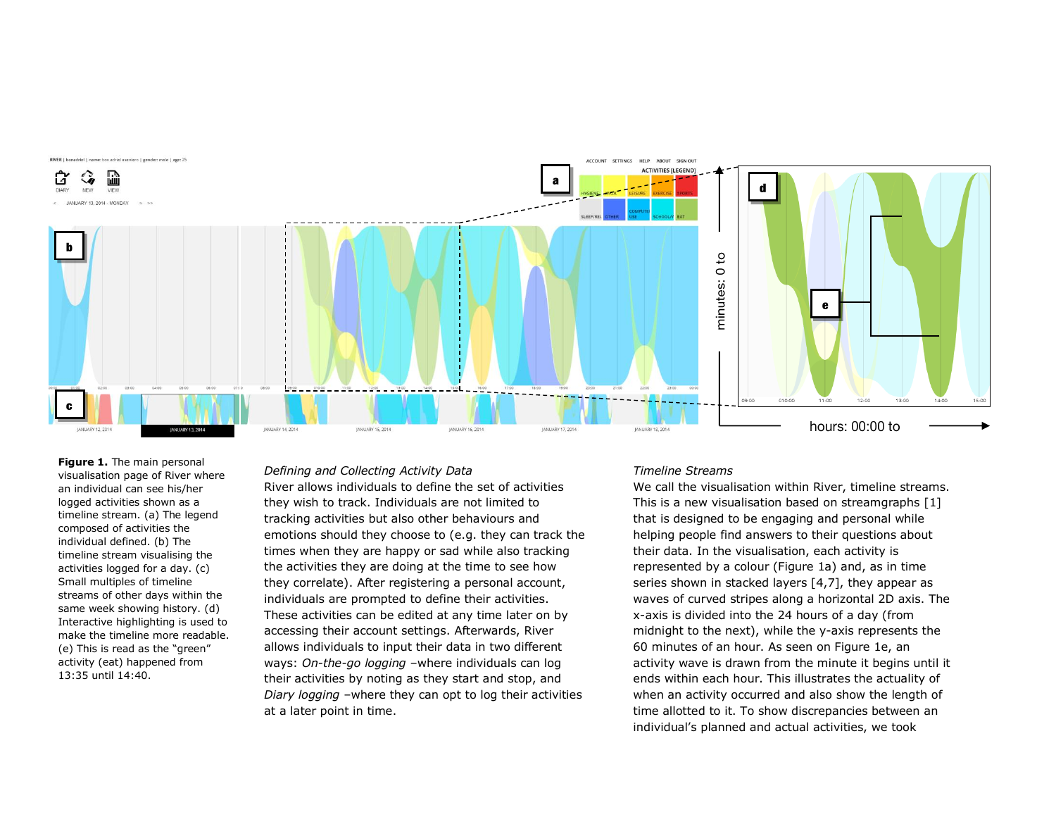**Figure 1.** The main personal visualisation page of River where an individual can see his/her logged activities shown as a timeline stream. (a) The legend composed of activities the individual defined. (b) The timeline stream visualising the activities logged for a day. (c) Small multiples of timeline streams of other days within the same week showing history. (d) Interactive highlighting is used to make the timeline more readable. (e) This is read as the "green" activity (eat) happened from 13:35 until 14:40.

*Defining and Collecting Activity Data*

River allows individuals to define the set of activities they wish to track. Individuals are not limited to tracking activities but also other behaviours and emotions should they choose to (e.g. they can track the times when they are happy or sad while also tracking the activities they are doing at the time to see how they correlate). After registering a personal account, individuals are prompted to define their activities. These activities can be edited at any time later on by accessing their account settings. Afterwards, River allows individuals to input their data in two different ways: *On-the-go logging* –where individuals can log their activities by noting as they start and stop, and *Diary logging* –where they can opt to log their activities at a later point in time.

*Timeline Streams*

We call the visualisation within River, timeline streams. This is a new visualisation based on streamgraphs [1] that is designed to be engaging and personal while helping people find answers to their questions about their data. In the visualisation, each activity is represented by a colour (Figure 1a) and, as in time series shown in stacked layers [4,7], they appear as waves of curved stripes along a horizontal 2D axis. The x-axis is divided into the 24 hours of a day (from midnight to the next), while the y-axis represents the 60 minutes of an hour. As seen on Figure 1e, an activity wave is drawn from the minute it begins until it ends within each hour. This illustrates the actuality of when an activity occurred and also show the length of time allotted to it. To show discrepancies between an individual's planned and actual activities, we took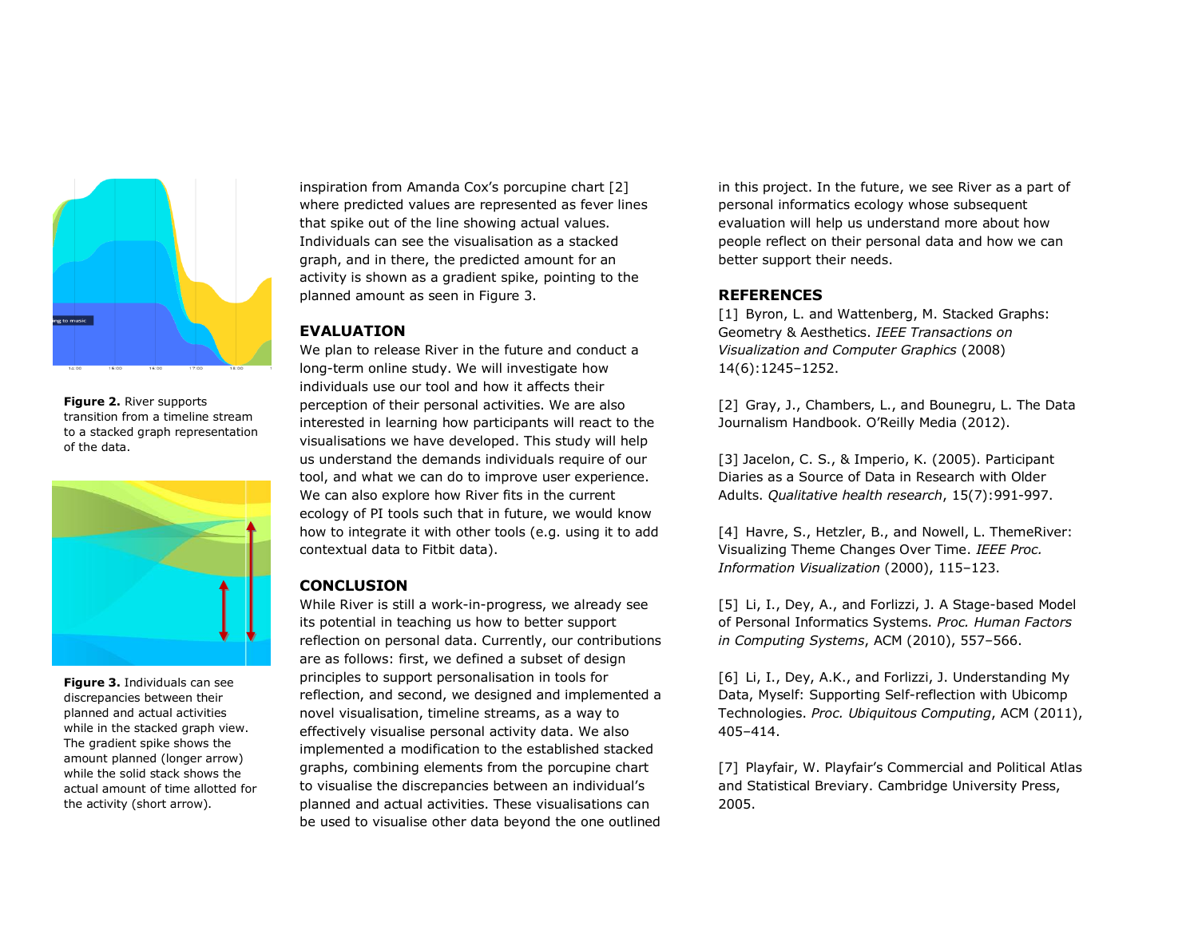14:00 15:00 16:00 17:00 18:00

**Figure 2.** River supports transition from a timeline stream to a stacked graph representation of the data.

**Figure 3.** Individuals can see discrepancies between their planned and actual activities while in the stacked graph view. The gradient spike shows the amount planned (longer arrow) while the solid stack shows the actual amount of time allotted for the activity (short arrow).

inspiration from Amanda Cox's porcupine chart [2] where predicted values are represented as fever lines that spike out of the line showing actual values. Individuals can see the visualisation as a stacked graph, and in there, the predicted amount for an activity is shown as a gradient spike, pointing to the planned amount as seen in Figure 3.

## EVALUATION

We plan to release River in the future and conduct a long-term online study. We will investigate how individuals use our tool and how it affects their perception of their personal activities. We are also interested in learning how participants will react to the visualisations we have developed. This study will help us understand the demands individuals require of our tool, and what we can do to improve user experience. We can also explore how River fits in the current ecology of PI tools such that in future, we would know how to integrate it with other tools (e.g. using it to add contextual data to Fitbit data).

## CONCLUSION

While River is still a work-in-progress, we already see its potential in teaching us how to better support reflection on personal data. Currently, our contributions are as follows: first, we defined a subset of design principles to support personalisation in tools for reflection, and second, we designed and implemented a novel visualisation, timeline streams, as a way to effectively visualise personal activity data. We also implemented a modification to the established stacked graphs, combining elements from the porcupine chart to visualise the discrepancies between an individual's planned and actual activities. These visualisations can be used to visualise other data beyond the one outlined in this project. In the future, we see River as a part of personal informatics ecology whose subsequent evaluation will help us understand more about how people reflect on their personal data and how we can better support their needs.

## REFERENCES

[1] Byron, L. and Wattenberg, M. Stacked Graphs: Geometry & Aesthetics. *IEEE Transactions on Visualization and Computer Graphics* (2008) 14(6):1245–1252.

[2] Gray, J., Chambers, L., and Bounegru, L. The Data Journalism Handbook. O'Reilly Media (2012).

[3] Jacelon, C. S., & Imperio, K. (2005). Participant Diaries as a Source of Data in Research with Older Adults. *Qualitative health research*, 15(7):991-997.

[4] Havre, S., Hetzler, B., and Nowell, L. ThemeRiver: Visualizing Theme Changes Over Time. *IEEE Proc. Information Visualization* (2000), 115–123.

[5] Li, I., Dey, A., and Forlizzi, J. A Stage-based Model of Personal Informatics Systems. *Proc. Human Factors in Computing Systems*, ACM (2010), 557–566.

[6] Li, I., Dey, A.K., and Forlizzi, J. Understanding My Data, Myself: Supporting Self-reflection with Ubicomp Technologies. *Proc. Ubiquitous Computing*, ACM (2011), 405–414.

[7] Playfair, W. Playfair's Commercial and Political Atlas and Statistical Breviary. Cambridge University Press, 2005.